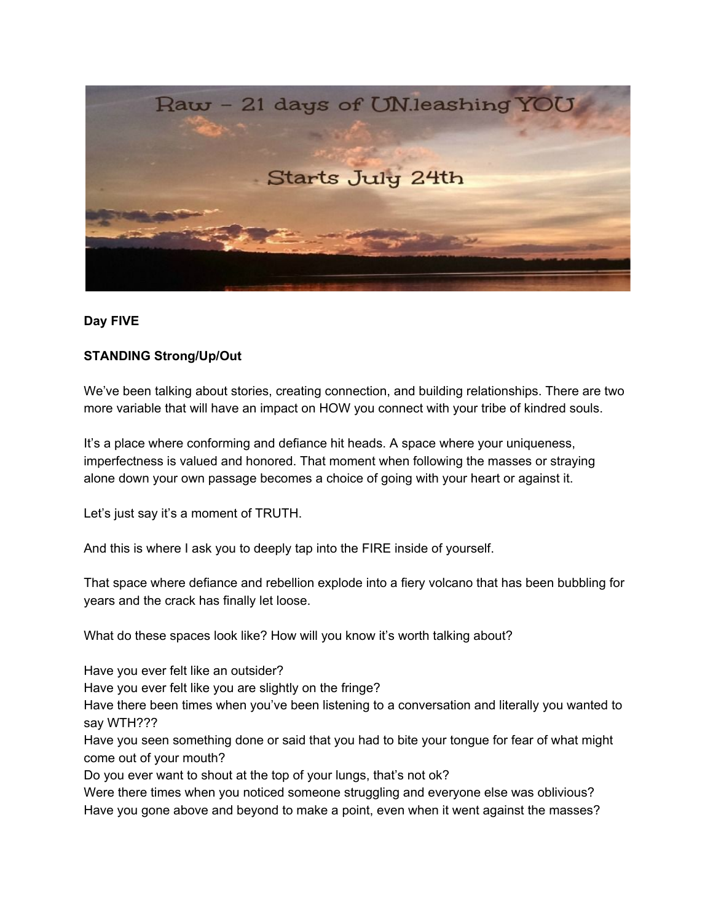Raw – 21 days of UN.leashing YOU

Starts July 24th

**Day FIVE**

**STANDING Strong/Up/Out**

We've been talking about stories, creating connection, and building relationships. There are two more variable that will have an impact on HOW you connect with your tribe of kindred souls.

It's a place where conforming and defiance hit heads. A space where your uniqueness, imperfectness is valued and honored. That moment when following the masses or straying alone down your own passage becomes a choice of going with your heart or against it.

Let's just say it's a moment of TRUTH.

And this is where I ask you to deeply tap into the FIRE inside of yourself.

That space where defiance and rebellion explode into a fiery volcano that has been bubbling for years and the crack has finally let loose.

What do these spaces look like? How will you know it's worth talking about?

Have you ever felt like an outsider?
Have you ever felt like you are slightly on the fringe?
Have there been times when you've been listening to a conversation and literally you wanted to say WTH???
Have you seen something done or said that you had to bite your tongue for fear of what might come out of your mouth?
Do you ever want to shout at the top of your lungs, that's not ok?
Were there times when you noticed someone struggling and everyone else was oblivious?
Have you gone above and beyond to make a point, even when it went against the masses?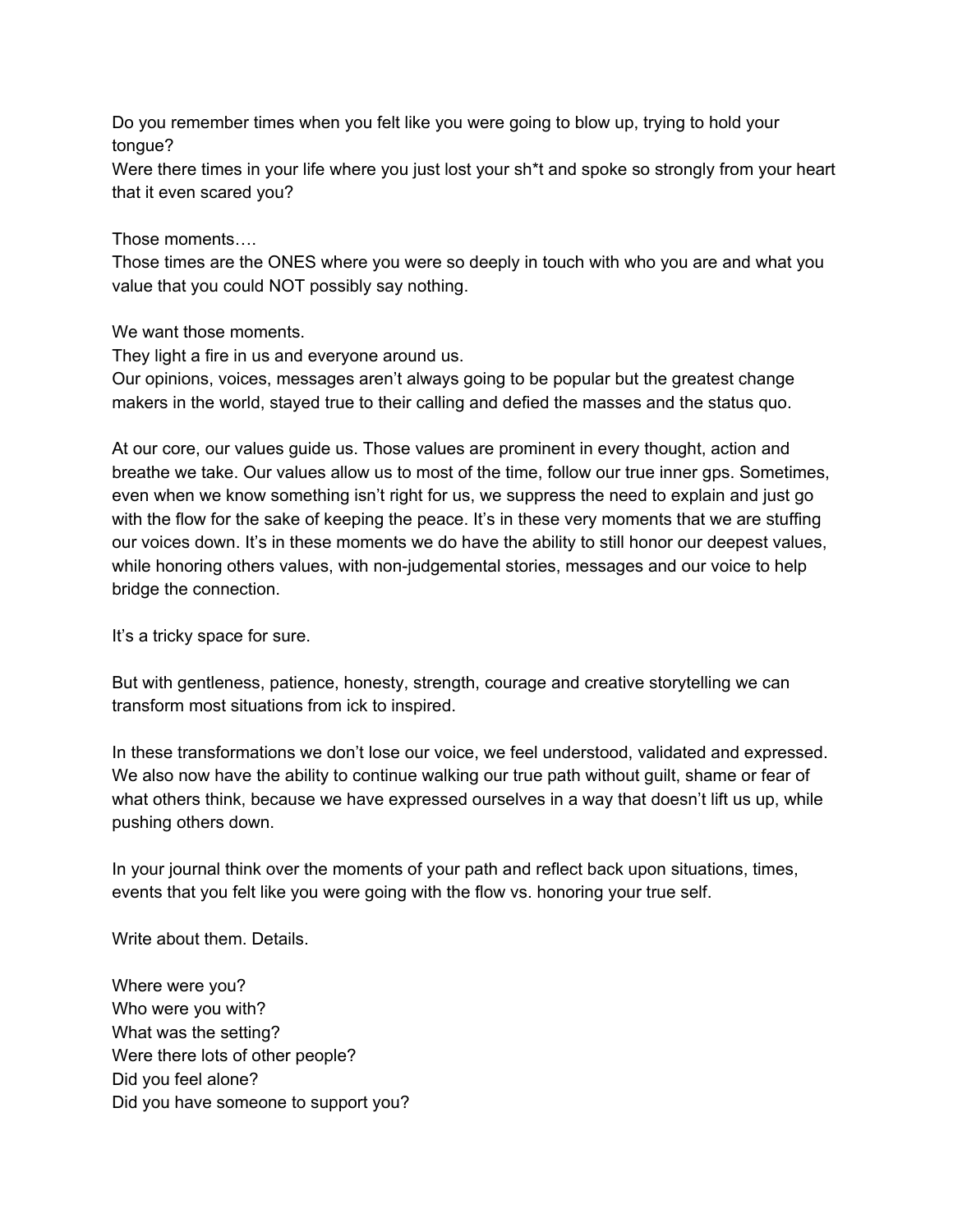Do you remember times when you felt like you were going to blow up, trying to hold your tongue?
Were there times in your life where you just lost your sh*t and spoke so strongly from your heart that it even scared you?

Those moments….
Those times are the ONES where you were so deeply in touch with who you are and what you value that you could NOT possibly say nothing.

We want those moments.
They light a fire in us and everyone around us.
Our opinions, voices, messages aren't always going to be popular but the greatest change makers in the world, stayed true to their calling and defied the masses and the status quo.

At our core, our values guide us. Those values are prominent in every thought, action and breathe we take. Our values allow us to most of the time, follow our true inner gps. Sometimes, even when we know something isn't right for us, we suppress the need to explain and just go with the flow for the sake of keeping the peace. It's in these very moments that we are stuffing our voices down. It's in these moments we do have the ability to still honor our deepest values, while honoring others values, with non-judgemental stories, messages and our voice to help bridge the connection.

It's a tricky space for sure.

But with gentleness, patience, honesty, strength, courage and creative storytelling we can transform most situations from ick to inspired.

In these transformations we don't lose our voice, we feel understood, validated and expressed. We also now have the ability to continue walking our true path without guilt, shame or fear of what others think, because we have expressed ourselves in a way that doesn't lift us up, while pushing others down.

In your journal think over the moments of your path and reflect back upon situations, times, events that you felt like you were going with the flow vs. honoring your true self.

Write about them. Details.

Where were you?
Who were you with?
What was the setting?
Were there lots of other people?
Did you feel alone?
Did you have someone to support you?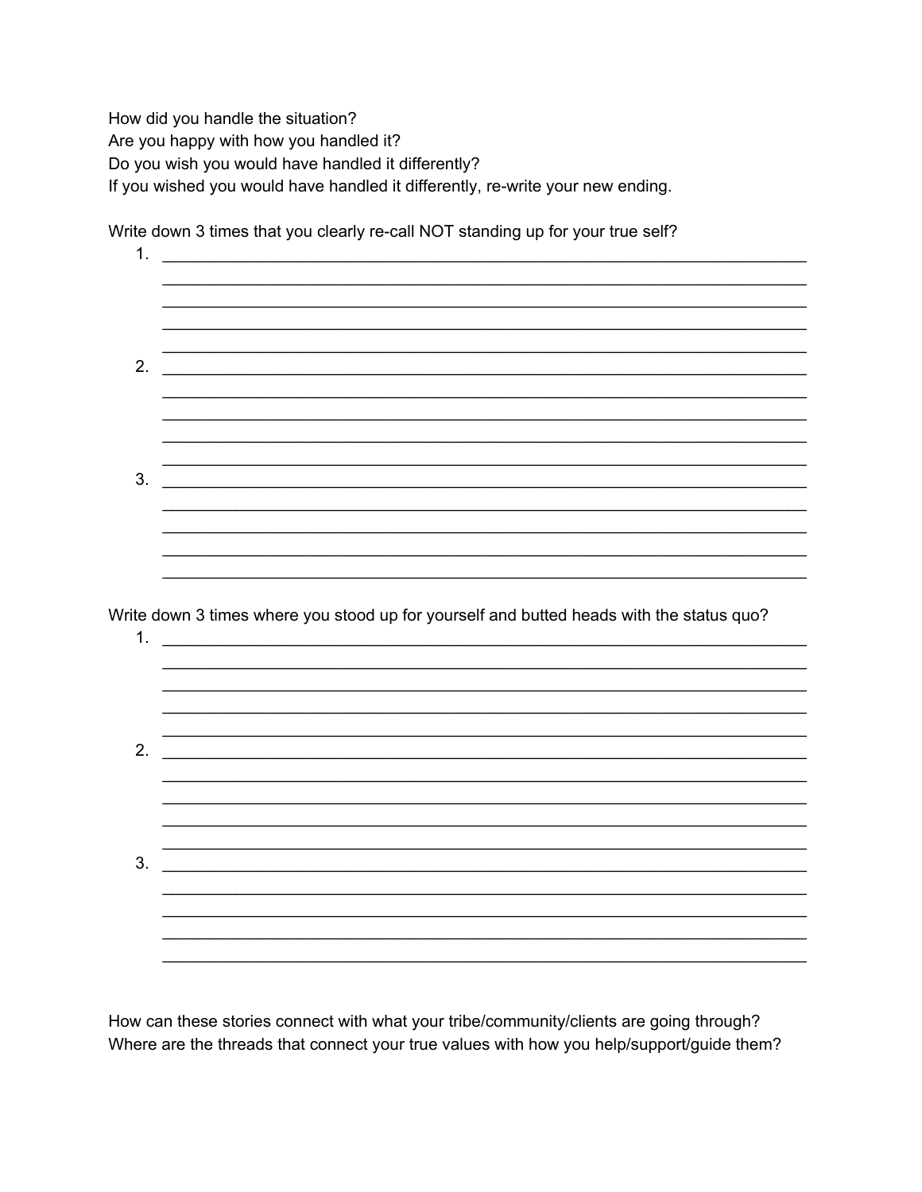How did you handle the situation?
Are you happy with how you handled it?
Do you wish you would have handled it differently?
If you wished you would have handled it differently, re-write your new ending.

Write down 3 times that you clearly re-call NOT standing up for your true self?

1. ______________________________________________________________________
   ______________________________________________________________________
   ______________________________________________________________________
   ______________________________________________________________________
   ______________________________________________________________________
2. ______________________________________________________________________
   ______________________________________________________________________
   ______________________________________________________________________
   ______________________________________________________________________
   ______________________________________________________________________
3. ______________________________________________________________________
   ______________________________________________________________________
   ______________________________________________________________________
   ______________________________________________________________________
   ______________________________________________________________________

Write down 3 times where you stood up for yourself and butted heads with the status quo?

1. ______________________________________________________________________
   ______________________________________________________________________
   ______________________________________________________________________
   ______________________________________________________________________
   ______________________________________________________________________
2. ______________________________________________________________________
   ______________________________________________________________________
   ______________________________________________________________________
   ______________________________________________________________________
   ______________________________________________________________________
3. ______________________________________________________________________
   ______________________________________________________________________
   ______________________________________________________________________
   ______________________________________________________________________
   ______________________________________________________________________

How can these stories connect with what your tribe/community/clients are going through?
Where are the threads that connect your true values with how you help/support/guide them?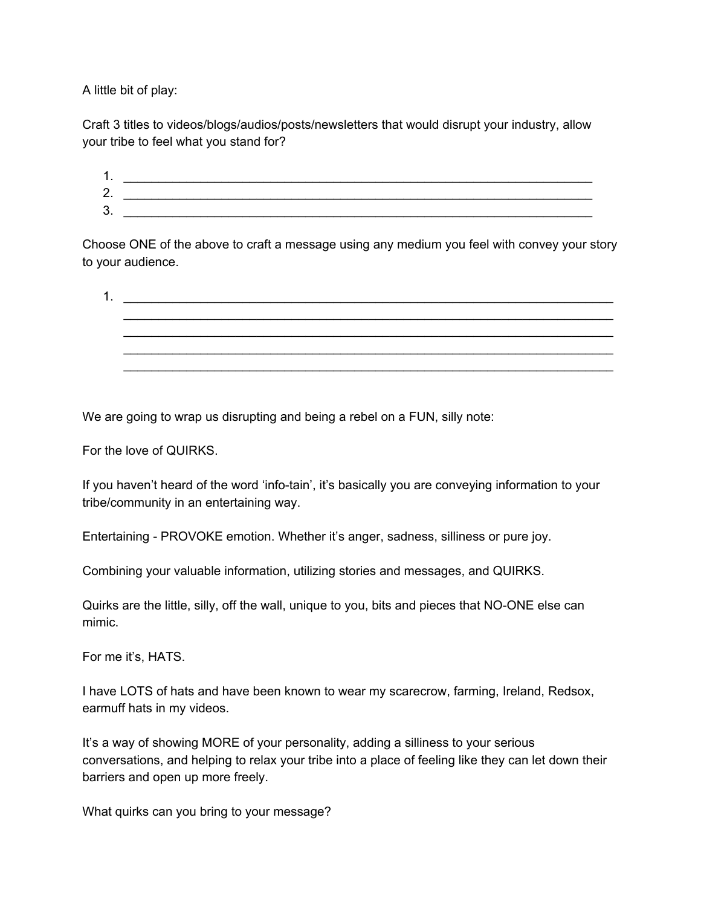A little bit of play:

Craft 3 titles to videos/blogs/audios/posts/newsletters that would disrupt your industry, allow your tribe to feel what you stand for?

1. ______________________________________________________________________
2. ______________________________________________________________________
3. ______________________________________________________________________

Choose ONE of the above to craft a message using any medium you feel with convey your story to your audience.

1. ________________________________________________________________________
   ________________________________________________________________________
   ________________________________________________________________________
   ________________________________________________________________________
   ________________________________________________________________________

We are going to wrap us disrupting and being a rebel on a FUN, silly note:

For the love of QUIRKS.

If you haven't heard of the word 'info-tain', it's basically you are conveying information to your tribe/community in an entertaining way.

Entertaining - PROVOKE emotion. Whether it's anger, sadness, silliness or pure joy.

Combining your valuable information, utilizing stories and messages, and QUIRKS.

Quirks are the little, silly, off the wall, unique to you, bits and pieces that NO-ONE else can mimic.

For me it's, HATS.

I have LOTS of hats and have been known to wear my scarecrow, farming, Ireland, Redsox, earmuff hats in my videos.

It's a way of showing MORE of your personality, adding a silliness to your serious conversations, and helping to relax your tribe into a place of feeling like they can let down their barriers and open up more freely.

What quirks can you bring to your message?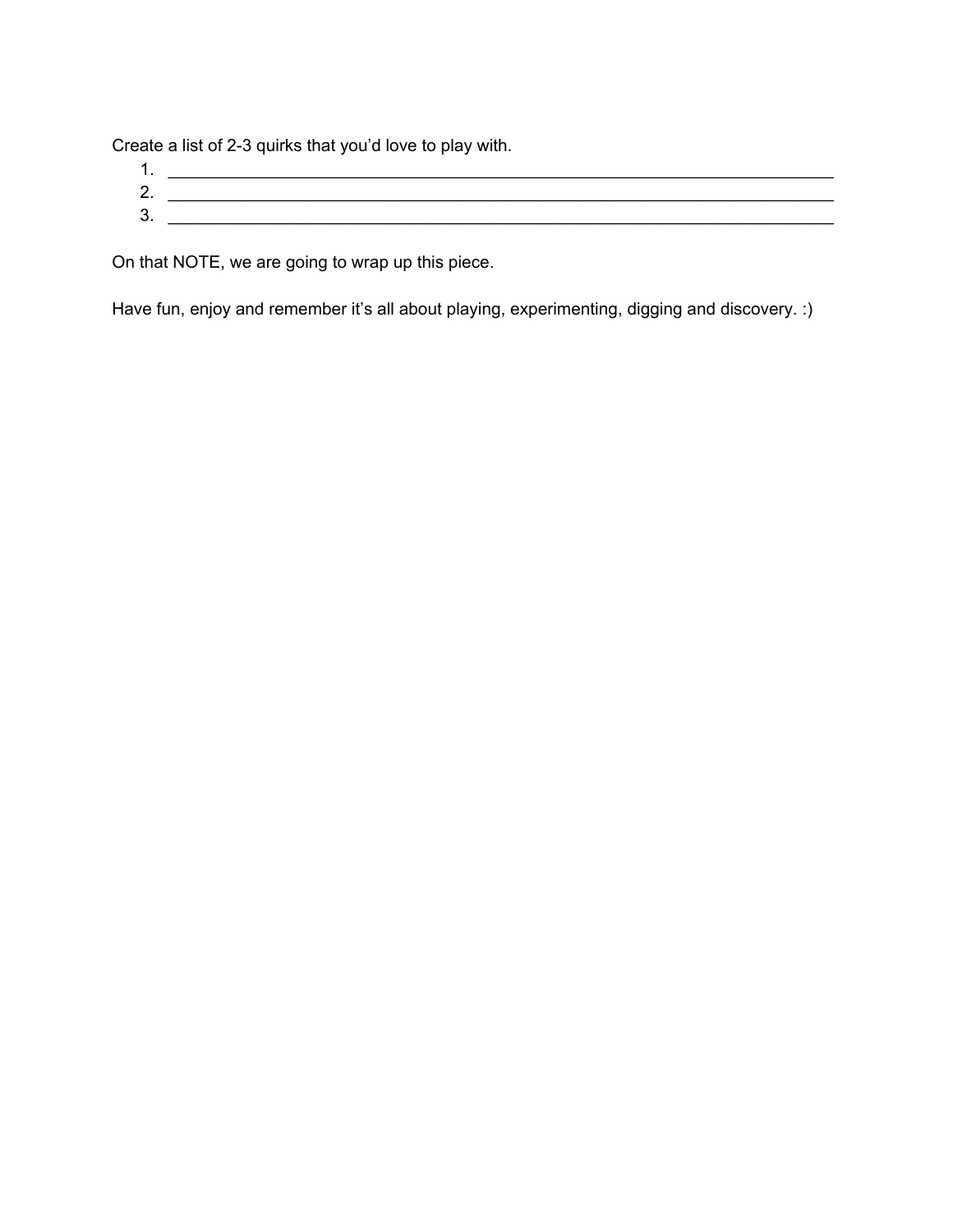Create a list of 2-3 quirks that you'd love to play with.

1. ___________________________________________________________________________
2. ___________________________________________________________________________
3. ___________________________________________________________________________

On that NOTE, we are going to wrap up this piece.

Have fun, enjoy and remember it's all about playing, experimenting, digging and discovery. :)